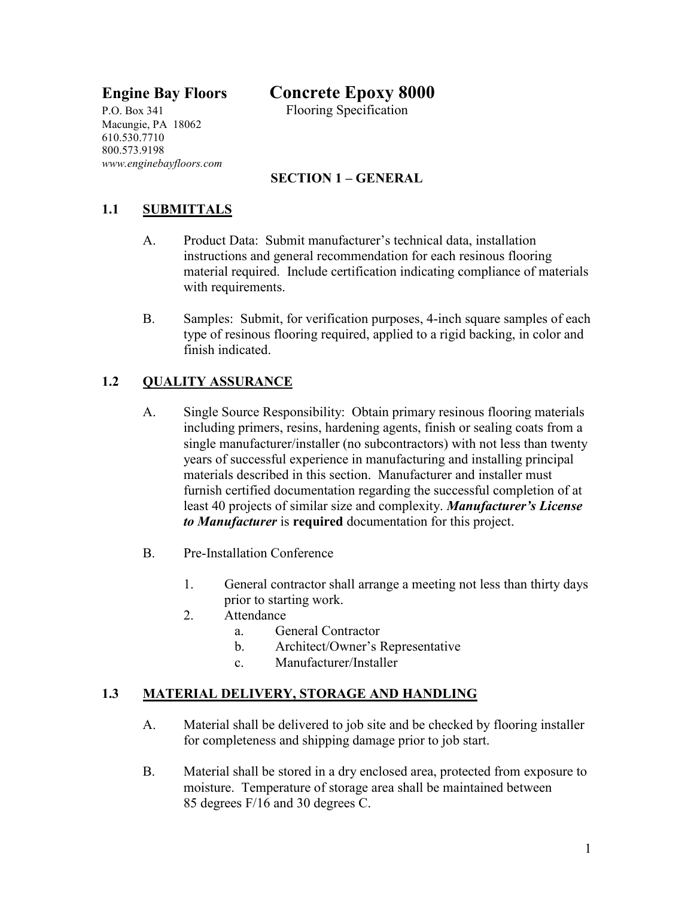**Engine Bay Floors**

P.O. Box 341
Macungie, PA 18062
610.530.7710
800.573.9198
*www.enginebayfloors.com*

# Concrete Epoxy 8000

Flooring Specification

## SECTION 1 – GENERAL

### 1.1 SUBMITTALS

A. Product Data: Submit manufacturer's technical data, installation instructions and general recommendation for each resinous flooring material required. Include certification indicating compliance of materials with requirements.

B. Samples: Submit, for verification purposes, 4-inch square samples of each type of resinous flooring required, applied to a rigid backing, in color and finish indicated.

### 1.2 QUALITY ASSURANCE

A. Single Source Responsibility: Obtain primary resinous flooring materials including primers, resins, hardening agents, finish or sealing coats from a single manufacturer/installer (no subcontractors) with not less than twenty years of successful experience in manufacturing and installing principal materials described in this section. Manufacturer and installer must furnish certified documentation regarding the successful completion of at least 40 projects of similar size and complexity. ***Manufacturer's License to Manufacturer*** is **required** documentation for this project.

B. Pre-Installation Conference

1. General contractor shall arrange a meeting not less than thirty days prior to starting work.
2. Attendance
    a. General Contractor
    b. Architect/Owner's Representative
    c. Manufacturer/Installer

### 1.3 MATERIAL DELIVERY, STORAGE AND HANDLING

A. Material shall be delivered to job site and be checked by flooring installer for completeness and shipping damage prior to job start.

B. Material shall be stored in a dry enclosed area, protected from exposure to moisture. Temperature of storage area shall be maintained between 85 degrees F/16 and 30 degrees C.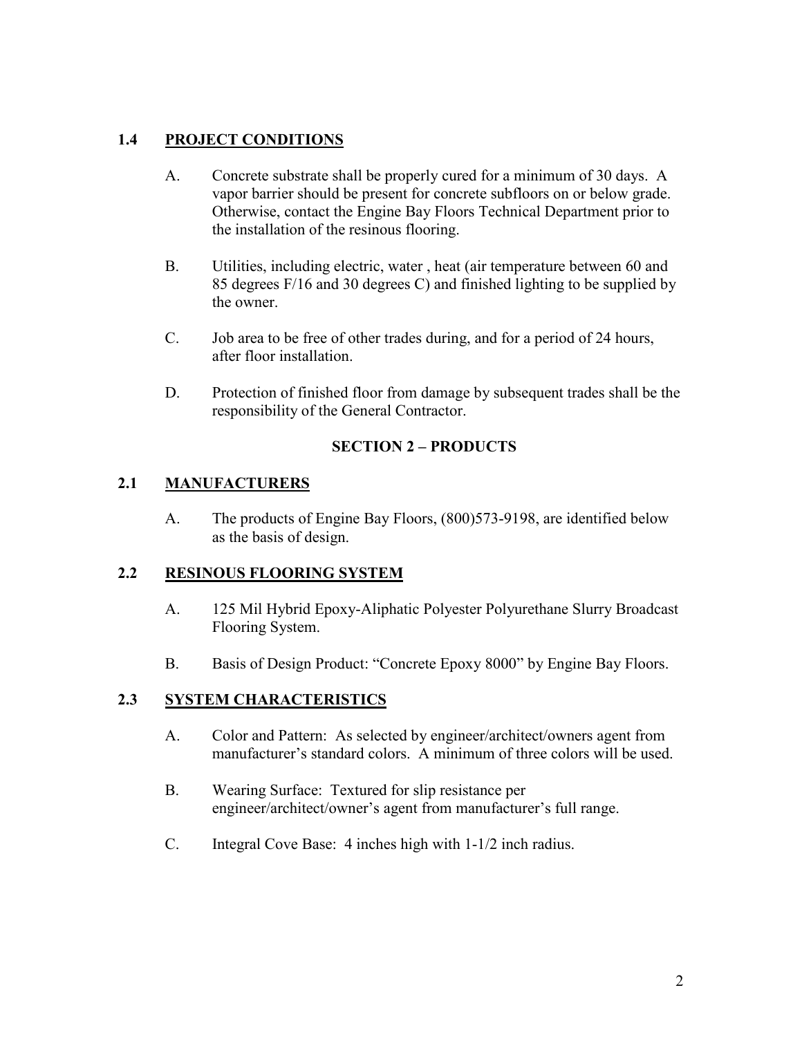## 1.4 PROJECT CONDITIONS

A. Concrete substrate shall be properly cured for a minimum of 30 days. A vapor barrier should be present for concrete subfloors on or below grade. Otherwise, contact the Engine Bay Floors Technical Department prior to the installation of the resinous flooring.

B. Utilities, including electric, water , heat (air temperature between 60 and 85 degrees F/16 and 30 degrees C) and finished lighting to be supplied by the owner.

C. Job area to be free of other trades during, and for a period of 24 hours, after floor installation.

D. Protection of finished floor from damage by subsequent trades shall be the responsibility of the General Contractor.

# SECTION 2 – PRODUCTS

## 2.1 MANUFACTURERS

A. The products of Engine Bay Floors, (800)573-9198, are identified below as the basis of design.

## 2.2 RESINOUS FLOORING SYSTEM

A. 125 Mil Hybrid Epoxy-Aliphatic Polyester Polyurethane Slurry Broadcast Flooring System.

B. Basis of Design Product: "Concrete Epoxy 8000" by Engine Bay Floors.

## 2.3 SYSTEM CHARACTERISTICS

A. Color and Pattern: As selected by engineer/architect/owners agent from manufacturer's standard colors. A minimum of three colors will be used.

B. Wearing Surface: Textured for slip resistance per engineer/architect/owner's agent from manufacturer's full range.

C. Integral Cove Base: 4 inches high with 1-1/2 inch radius.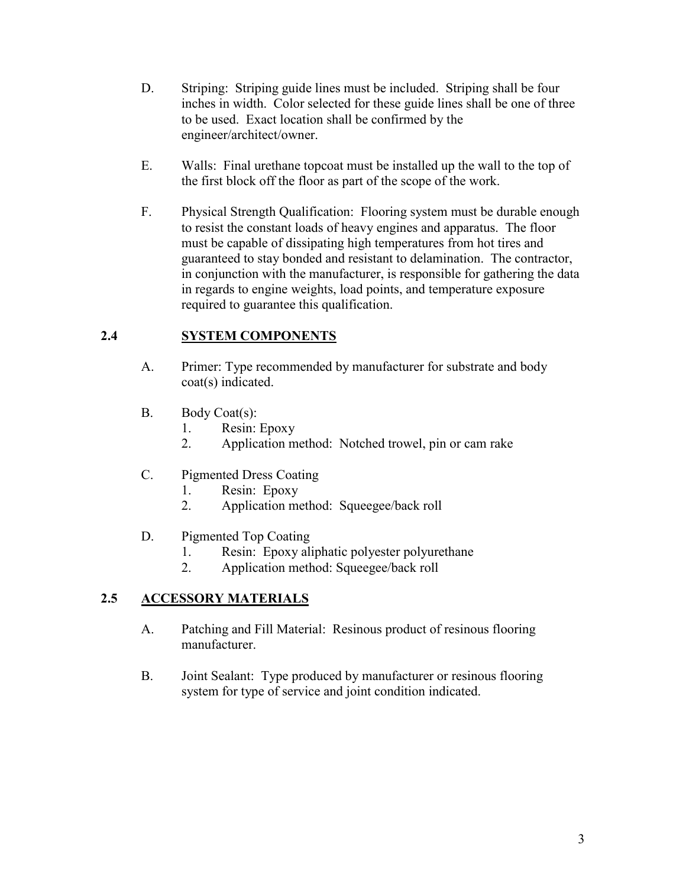D. Striping: Striping guide lines must be included. Striping shall be four inches in width. Color selected for these guide lines shall be one of three to be used. Exact location shall be confirmed by the engineer/architect/owner.

E. Walls: Final urethane topcoat must be installed up the wall to the top of the first block off the floor as part of the scope of the work.

F. Physical Strength Qualification: Flooring system must be durable enough to resist the constant loads of heavy engines and apparatus. The floor must be capable of dissipating high temperatures from hot tires and guaranteed to stay bonded and resistant to delamination. The contractor, in conjunction with the manufacturer, is responsible for gathering the data in regards to engine weights, load points, and temperature exposure required to guarantee this qualification.

## 2.4 SYSTEM COMPONENTS

A. Primer: Type recommended by manufacturer for substrate and body coat(s) indicated.

B. Body Coat(s):
   1. Resin: Epoxy
   2. Application method: Notched trowel, pin or cam rake

C. Pigmented Dress Coating
   1. Resin: Epoxy
   2. Application method: Squeegee/back roll

D. Pigmented Top Coating
   1. Resin: Epoxy aliphatic polyester polyurethane
   2. Application method: Squeegee/back roll

## 2.5 ACCESSORY MATERIALS

A. Patching and Fill Material: Resinous product of resinous flooring manufacturer.

B. Joint Sealant: Type produced by manufacturer or resinous flooring system for type of service and joint condition indicated.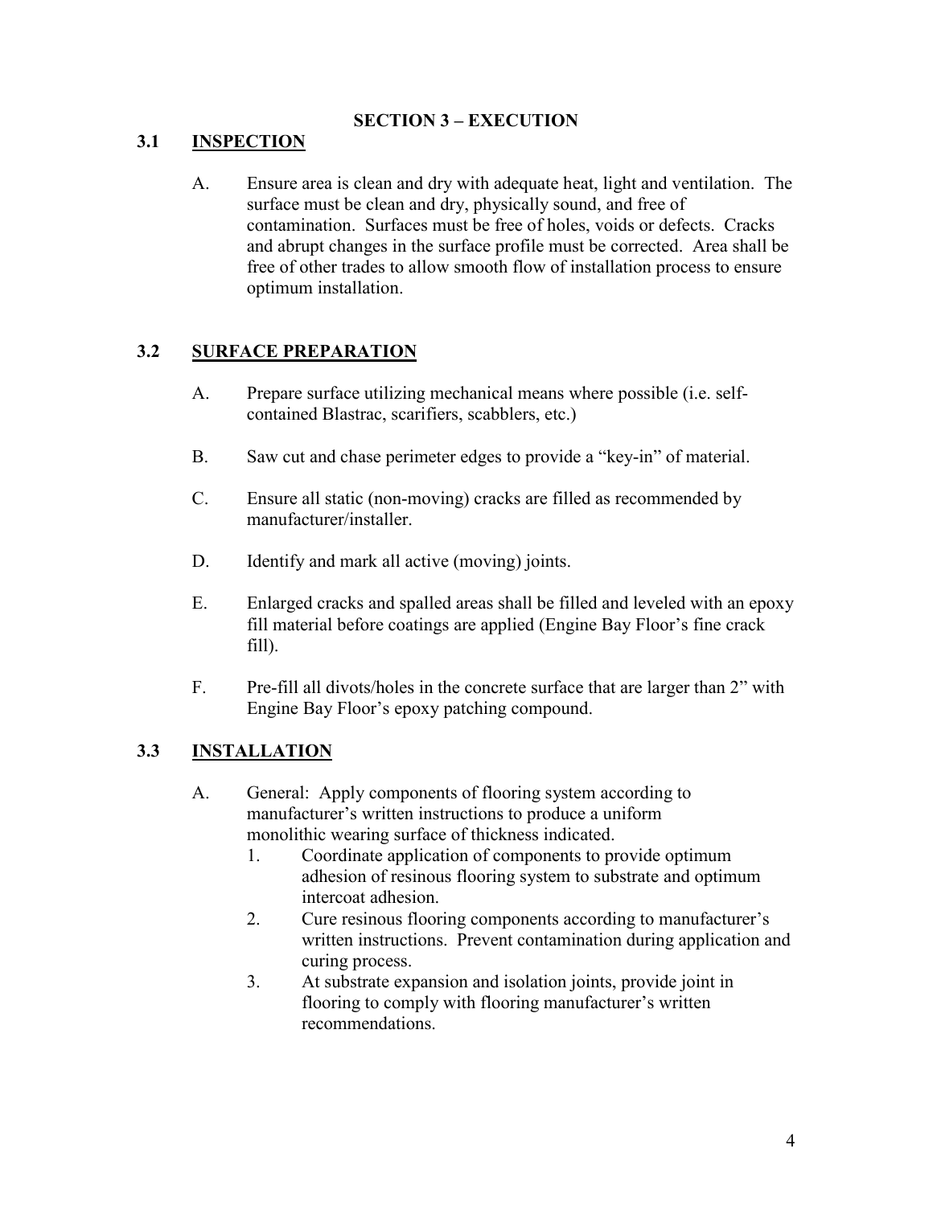## SECTION 3 – EXECUTION

### 3.1 INSPECTION

A. Ensure area is clean and dry with adequate heat, light and ventilation. The surface must be clean and dry, physically sound, and free of contamination. Surfaces must be free of holes, voids or defects. Cracks and abrupt changes in the surface profile must be corrected. Area shall be free of other trades to allow smooth flow of installation process to ensure optimum installation.

### 3.2 SURFACE PREPARATION

A. Prepare surface utilizing mechanical means where possible (i.e. self-contained Blastrac, scarifiers, scabblers, etc.)

B. Saw cut and chase perimeter edges to provide a "key-in" of material.

C. Ensure all static (non-moving) cracks are filled as recommended by manufacturer/installer.

D. Identify and mark all active (moving) joints.

E. Enlarged cracks and spalled areas shall be filled and leveled with an epoxy fill material before coatings are applied (Engine Bay Floor's fine crack fill).

F. Pre-fill all divots/holes in the concrete surface that are larger than 2" with Engine Bay Floor's epoxy patching compound.

### 3.3 INSTALLATION

A. General: Apply components of flooring system according to manufacturer's written instructions to produce a uniform monolithic wearing surface of thickness indicated.

1. Coordinate application of components to provide optimum adhesion of resinous flooring system to substrate and optimum intercoat adhesion.
2. Cure resinous flooring components according to manufacturer's written instructions. Prevent contamination during application and curing process.
3. At substrate expansion and isolation joints, provide joint in flooring to comply with flooring manufacturer's written recommendations.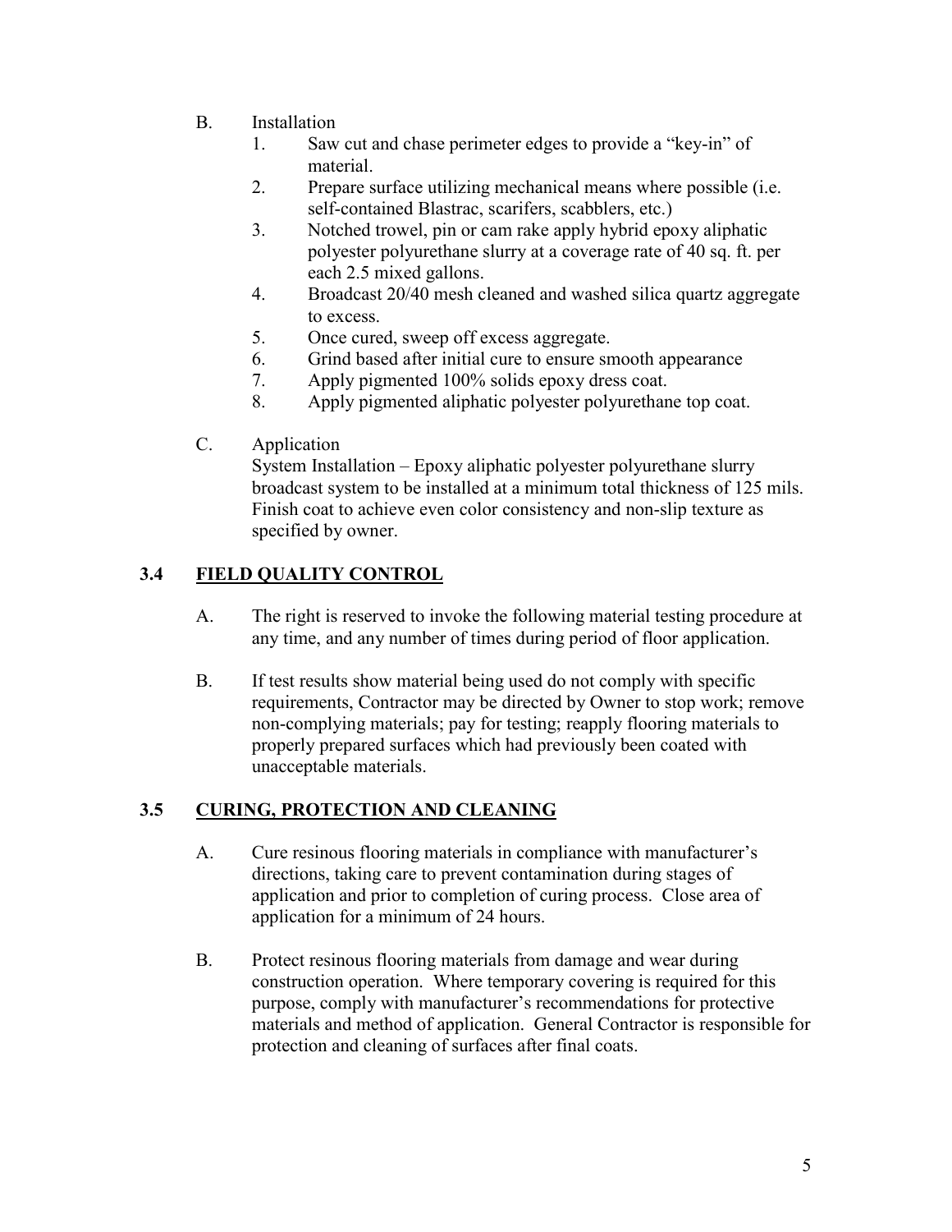B. Installation

1. Saw cut and chase perimeter edges to provide a "key-in" of material.
2. Prepare surface utilizing mechanical means where possible (i.e. self-contained Blastrac, scarifers, scabblers, etc.)
3. Notched trowel, pin or cam rake apply hybrid epoxy aliphatic polyester polyurethane slurry at a coverage rate of 40 sq. ft. per each 2.5 mixed gallons.
4. Broadcast 20/40 mesh cleaned and washed silica quartz aggregate to excess.
5. Once cured, sweep off excess aggregate.
6. Grind based after initial cure to ensure smooth appearance
7. Apply pigmented 100% solids epoxy dress coat.
8. Apply pigmented aliphatic polyester polyurethane top coat.

C. Application

System Installation – Epoxy aliphatic polyester polyurethane slurry broadcast system to be installed at a minimum total thickness of 125 mils. Finish coat to achieve even color consistency and non-slip texture as specified by owner.

## 3.4 FIELD QUALITY CONTROL

A. The right is reserved to invoke the following material testing procedure at any time, and any number of times during period of floor application.

B. If test results show material being used do not comply with specific requirements, Contractor may be directed by Owner to stop work; remove non-complying materials; pay for testing; reapply flooring materials to properly prepared surfaces which had previously been coated with unacceptable materials.

## 3.5 CURING, PROTECTION AND CLEANING

A. Cure resinous flooring materials in compliance with manufacturer's directions, taking care to prevent contamination during stages of application and prior to completion of curing process. Close area of application for a minimum of 24 hours.

B. Protect resinous flooring materials from damage and wear during construction operation. Where temporary covering is required for this purpose, comply with manufacturer's recommendations for protective materials and method of application. General Contractor is responsible for protection and cleaning of surfaces after final coats.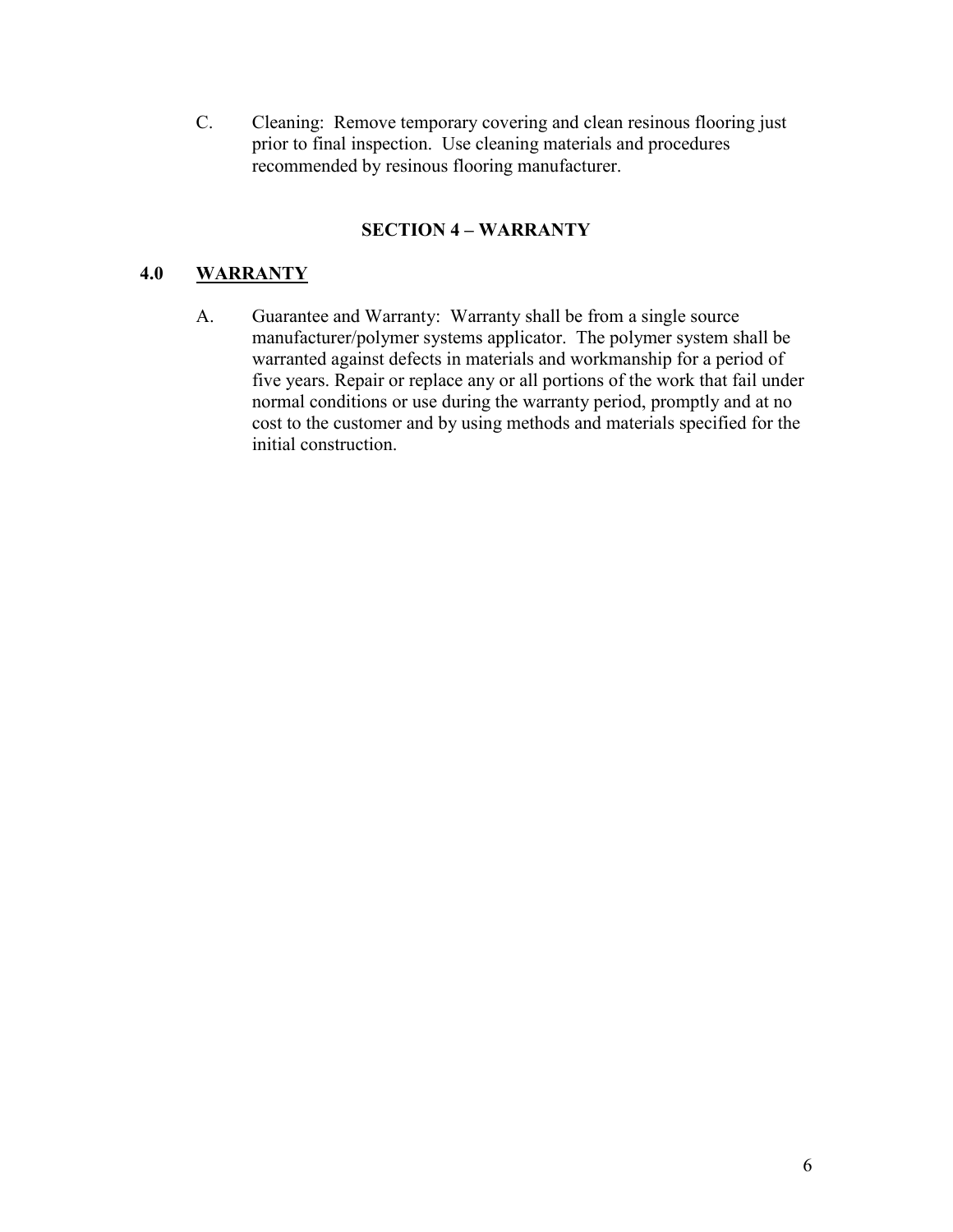C. Cleaning: Remove temporary covering and clean resinous flooring just prior to final inspection. Use cleaning materials and procedures recommended by resinous flooring manufacturer.

## SECTION 4 – WARRANTY

### 4.0 WARRANTY

A. Guarantee and Warranty: Warranty shall be from a single source manufacturer/polymer systems applicator. The polymer system shall be warranted against defects in materials and workmanship for a period of five years. Repair or replace any or all portions of the work that fail under normal conditions or use during the warranty period, promptly and at no cost to the customer and by using methods and materials specified for the initial construction.